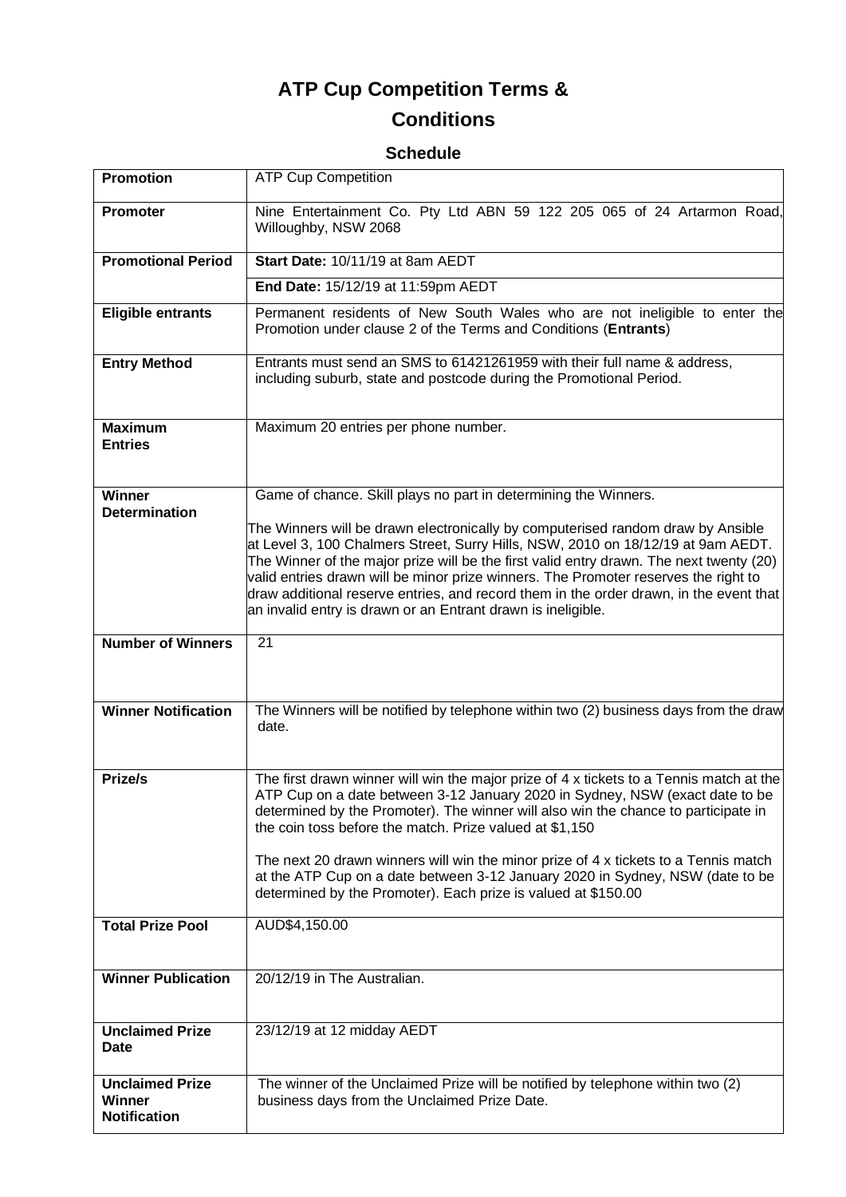# ATP Cup Competition Terms & Conditions

## Schedule

| | |
|---|---|
| **Promotion** | ATP Cup Competition |
| **Promoter** | Nine Entertainment Co. Pty Ltd ABN 59 122 205 065 of 24 Artarmon Road, Willoughby, NSW 2068 |
| **Promotional Period** | **Start Date:** 10/11/19 at 8am AEDT |
| | **End Date:** 15/12/19 at 11:59pm AEDT |
| **Eligible entrants** | Permanent residents of New South Wales who are not ineligible to enter the Promotion under clause 2 of the Terms and Conditions (**Entrants**) |
| **Entry Method** | Entrants must send an SMS to 61421261959 with their full name & address, including suburb, state and postcode during the Promotional Period. |
| **Maximum Entries** | Maximum 20 entries per phone number. |
| **Winner Determination** | Game of chance. Skill plays no part in determining the Winners.<br><br>The Winners will be drawn electronically by computerised random draw by Ansible at Level 3, 100 Chalmers Street, Surry Hills, NSW, 2010 on 18/12/19 at 9am AEDT. The Winner of the major prize will be the first valid entry drawn. The next twenty (20) valid entries drawn will be minor prize winners. The Promoter reserves the right to draw additional reserve entries, and record them in the order drawn, in the event that an invalid entry is drawn or an Entrant drawn is ineligible. |
| **Number of Winners** | 21 |
| **Winner Notification** | The Winners will be notified by telephone within two (2) business days from the draw date. |
| **Prize/s** | The first drawn winner will win the major prize of 4 x tickets to a Tennis match at the ATP Cup on a date between 3-12 January 2020 in Sydney, NSW (exact date to be determined by the Promoter). The winner will also win the chance to participate in the coin toss before the match. Prize valued at $1,150<br><br>The next 20 drawn winners will win the minor prize of 4 x tickets to a Tennis match at the ATP Cup on a date between 3-12 January 2020 in Sydney, NSW (date to be determined by the Promoter). Each prize is valued at $150.00 |
| **Total Prize Pool** | AUD$4,150.00 |
| **Winner Publication** | 20/12/19 in The Australian. |
| **Unclaimed Prize Date** | 23/12/19 at 12 midday AEDT |
| **Unclaimed Prize Winner Notification** | The winner of the Unclaimed Prize will be notified by telephone within two (2) business days from the Unclaimed Prize Date. |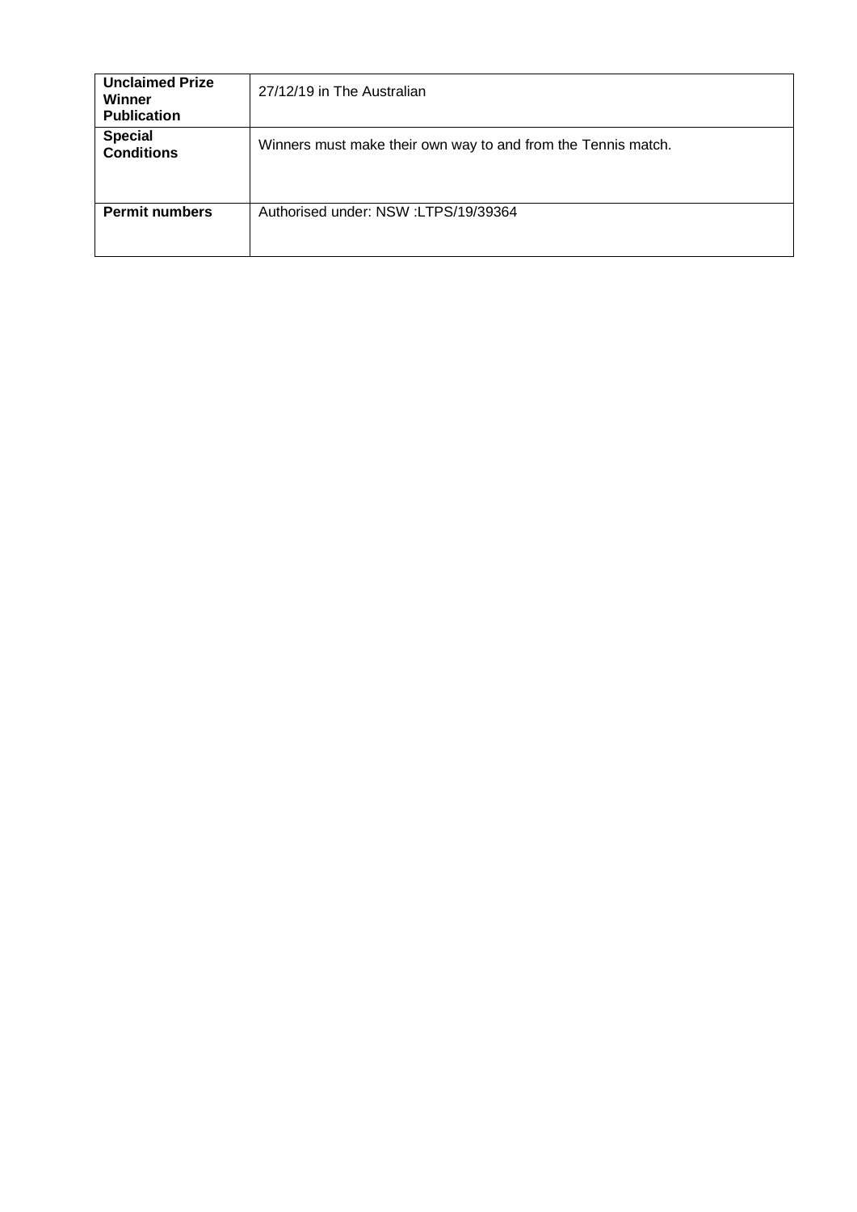| **Unclaimed Prize Winner Publication** | 27/12/19 in The Australian |
| --- | --- |
| **Special Conditions** | Winners must make their own way to and from the Tennis match. |
| **Permit numbers** | Authorised under: NSW :LTPS/19/39364 |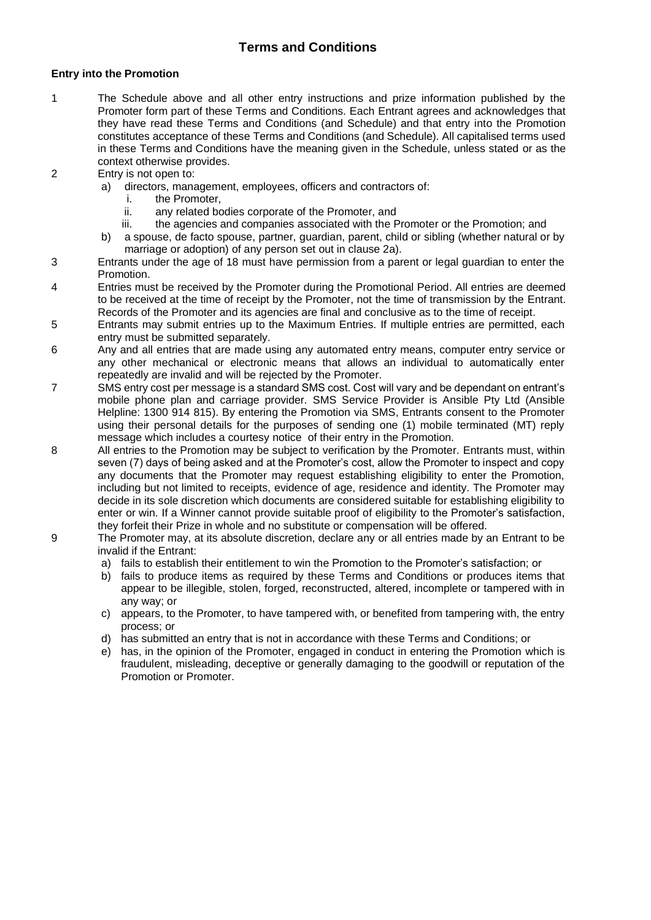# Terms and Conditions

**Entry into the Promotion**

1 The Schedule above and all other entry instructions and prize information published by the Promoter form part of these Terms and Conditions. Each Entrant agrees and acknowledges that they have read these Terms and Conditions (and Schedule) and that entry into the Promotion constitutes acceptance of these Terms and Conditions (and Schedule). All capitalised terms used in these Terms and Conditions have the meaning given in the Schedule, unless stated or as the context otherwise provides.

2 Entry is not open to:
   a) directors, management, employees, officers and contractors of:
      i. the Promoter,
      ii. any related bodies corporate of the Promoter, and
      iii. the agencies and companies associated with the Promoter or the Promotion; and
   b) a spouse, de facto spouse, partner, guardian, parent, child or sibling (whether natural or by marriage or adoption) of any person set out in clause 2a).

3 Entrants under the age of 18 must have permission from a parent or legal guardian to enter the Promotion.

4 Entries must be received by the Promoter during the Promotional Period. All entries are deemed to be received at the time of receipt by the Promoter, not the time of transmission by the Entrant. Records of the Promoter and its agencies are final and conclusive as to the time of receipt.

5 Entrants may submit entries up to the Maximum Entries. If multiple entries are permitted, each entry must be submitted separately.

6 Any and all entries that are made using any automated entry means, computer entry service or any other mechanical or electronic means that allows an individual to automatically enter repeatedly are invalid and will be rejected by the Promoter.

7 SMS entry cost per message is a standard SMS cost. Cost will vary and be dependant on entrant's mobile phone plan and carriage provider. SMS Service Provider is Ansible Pty Ltd (Ansible Helpline: 1300 914 815). By entering the Promotion via SMS, Entrants consent to the Promoter using their personal details for the purposes of sending one (1) mobile terminated (MT) reply message which includes a courtesy notice of their entry in the Promotion.

8 All entries to the Promotion may be subject to verification by the Promoter. Entrants must, within seven (7) days of being asked and at the Promoter's cost, allow the Promoter to inspect and copy any documents that the Promoter may request establishing eligibility to enter the Promotion, including but not limited to receipts, evidence of age, residence and identity. The Promoter may decide in its sole discretion which documents are considered suitable for establishing eligibility to enter or win. If a Winner cannot provide suitable proof of eligibility to the Promoter's satisfaction, they forfeit their Prize in whole and no substitute or compensation will be offered.

9 The Promoter may, at its absolute discretion, declare any or all entries made by an Entrant to be invalid if the Entrant:
   a) fails to establish their entitlement to win the Promotion to the Promoter's satisfaction; or
   b) fails to produce items as required by these Terms and Conditions or produces items that appear to be illegible, stolen, forged, reconstructed, altered, incomplete or tampered with in any way; or
   c) appears, to the Promoter, to have tampered with, or benefited from tampering with, the entry process; or
   d) has submitted an entry that is not in accordance with these Terms and Conditions; or
   e) has, in the opinion of the Promoter, engaged in conduct in entering the Promotion which is fraudulent, misleading, deceptive or generally damaging to the goodwill or reputation of the Promotion or Promoter.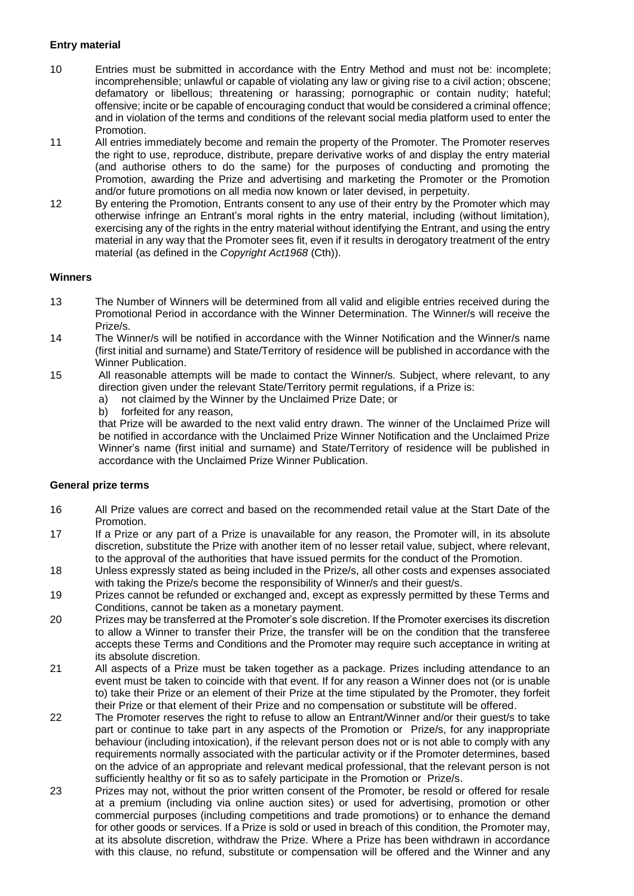**Entry material**

10 Entries must be submitted in accordance with the Entry Method and must not be: incomplete; incomprehensible; unlawful or capable of violating any law or giving rise to a civil action; obscene; defamatory or libellous; threatening or harassing; pornographic or contain nudity; hateful; offensive; incite or be capable of encouraging conduct that would be considered a criminal offence; and in violation of the terms and conditions of the relevant social media platform used to enter the Promotion.

11 All entries immediately become and remain the property of the Promoter. The Promoter reserves the right to use, reproduce, distribute, prepare derivative works of and display the entry material (and authorise others to do the same) for the purposes of conducting and promoting the Promotion, awarding the Prize and advertising and marketing the Promoter or the Promotion and/or future promotions on all media now known or later devised, in perpetuity.

12 By entering the Promotion, Entrants consent to any use of their entry by the Promoter which may otherwise infringe an Entrant's moral rights in the entry material, including (without limitation), exercising any of the rights in the entry material without identifying the Entrant, and using the entry material in any way that the Promoter sees fit, even if it results in derogatory treatment of the entry material (as defined in the *Copyright Act1968* (Cth)).

**Winners**

13 The Number of Winners will be determined from all valid and eligible entries received during the Promotional Period in accordance with the Winner Determination. The Winner/s will receive the Prize/s.

14 The Winner/s will be notified in accordance with the Winner Notification and the Winner/s name (first initial and surname) and State/Territory of residence will be published in accordance with the Winner Publication.

15 All reasonable attempts will be made to contact the Winner/s. Subject, where relevant, to any direction given under the relevant State/Territory permit regulations, if a Prize is:

a) not claimed by the Winner by the Unclaimed Prize Date; or
b) forfeited for any reason,

that Prize will be awarded to the next valid entry drawn. The winner of the Unclaimed Prize will be notified in accordance with the Unclaimed Prize Winner Notification and the Unclaimed Prize Winner's name (first initial and surname) and State/Territory of residence will be published in accordance with the Unclaimed Prize Winner Publication.

**General prize terms**

16 All Prize values are correct and based on the recommended retail value at the Start Date of the Promotion.

17 If a Prize or any part of a Prize is unavailable for any reason, the Promoter will, in its absolute discretion, substitute the Prize with another item of no lesser retail value, subject, where relevant, to the approval of the authorities that have issued permits for the conduct of the Promotion.

18 Unless expressly stated as being included in the Prize/s, all other costs and expenses associated with taking the Prize/s become the responsibility of Winner/s and their guest/s.

19 Prizes cannot be refunded or exchanged and, except as expressly permitted by these Terms and Conditions, cannot be taken as a monetary payment.

20 Prizes may be transferred at the Promoter's sole discretion. If the Promoter exercises its discretion to allow a Winner to transfer their Prize, the transfer will be on the condition that the transferee accepts these Terms and Conditions and the Promoter may require such acceptance in writing at its absolute discretion.

21 All aspects of a Prize must be taken together as a package. Prizes including attendance to an event must be taken to coincide with that event. If for any reason a Winner does not (or is unable to) take their Prize or an element of their Prize at the time stipulated by the Promoter, they forfeit their Prize or that element of their Prize and no compensation or substitute will be offered.

22 The Promoter reserves the right to refuse to allow an Entrant/Winner and/or their guest/s to take part or continue to take part in any aspects of the Promotion or Prize/s, for any inappropriate behaviour (including intoxication), if the relevant person does not or is not able to comply with any requirements normally associated with the particular activity or if the Promoter determines, based on the advice of an appropriate and relevant medical professional, that the relevant person is not sufficiently healthy or fit so as to safely participate in the Promotion or Prize/s.

23 Prizes may not, without the prior written consent of the Promoter, be resold or offered for resale at a premium (including via online auction sites) or used for advertising, promotion or other commercial purposes (including competitions and trade promotions) or to enhance the demand for other goods or services. If a Prize is sold or used in breach of this condition, the Promoter may, at its absolute discretion, withdraw the Prize. Where a Prize has been withdrawn in accordance with this clause, no refund, substitute or compensation will be offered and the Winner and any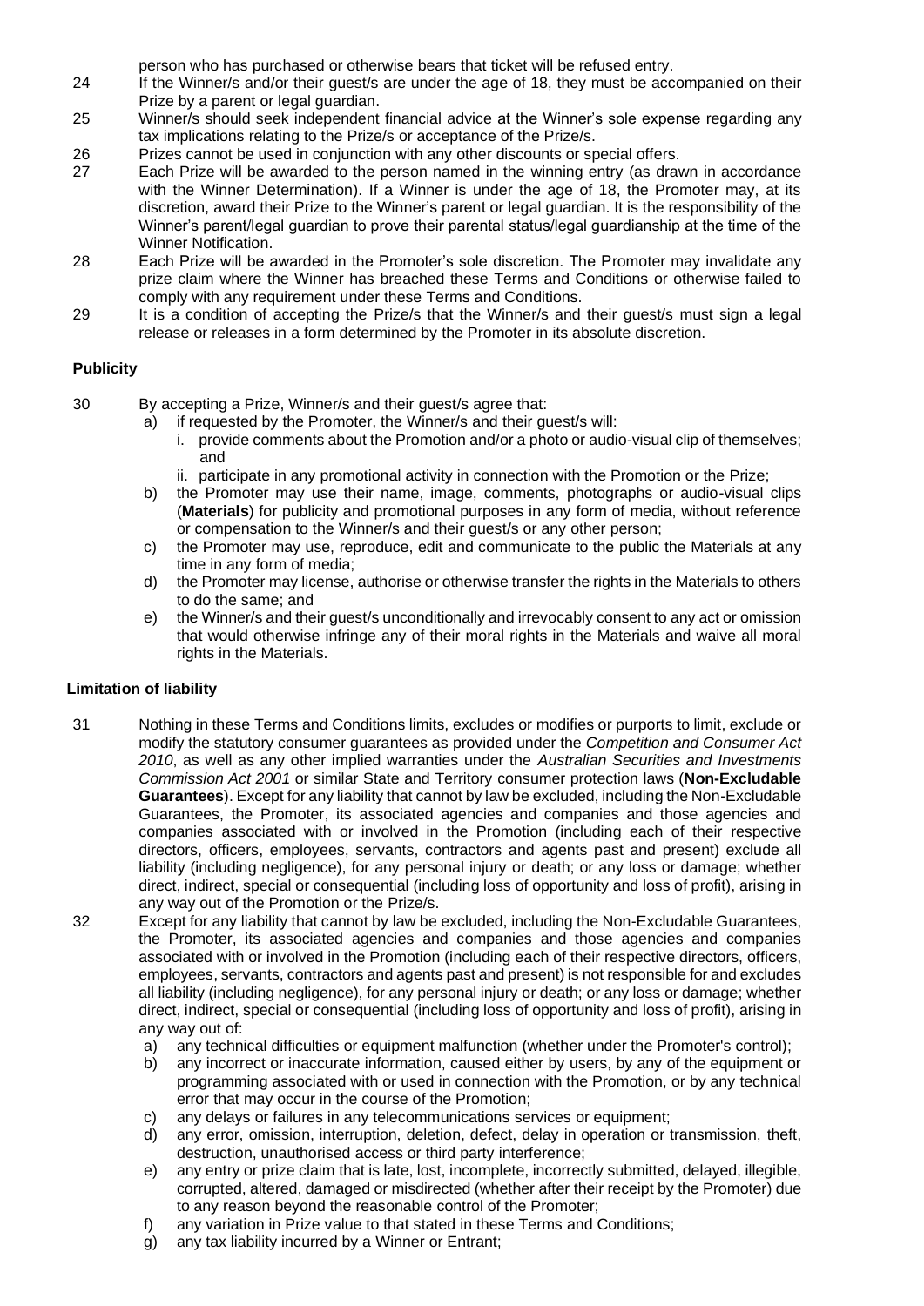person who has purchased or otherwise bears that ticket will be refused entry.

24 If the Winner/s and/or their guest/s are under the age of 18, they must be accompanied on their Prize by a parent or legal guardian.

25 Winner/s should seek independent financial advice at the Winner's sole expense regarding any tax implications relating to the Prize/s or acceptance of the Prize/s.

26 Prizes cannot be used in conjunction with any other discounts or special offers.

27 Each Prize will be awarded to the person named in the winning entry (as drawn in accordance with the Winner Determination). If a Winner is under the age of 18, the Promoter may, at its discretion, award their Prize to the Winner's parent or legal guardian. It is the responsibility of the Winner's parent/legal guardian to prove their parental status/legal guardianship at the time of the Winner Notification.

28 Each Prize will be awarded in the Promoter's sole discretion. The Promoter may invalidate any prize claim where the Winner has breached these Terms and Conditions or otherwise failed to comply with any requirement under these Terms and Conditions.

29 It is a condition of accepting the Prize/s that the Winner/s and their guest/s must sign a legal release or releases in a form determined by the Promoter in its absolute discretion.

**Publicity**

30 By accepting a Prize, Winner/s and their guest/s agree that:

a) if requested by the Promoter, the Winner/s and their guest/s will:
   i. provide comments about the Promotion and/or a photo or audio-visual clip of themselves; and
   ii. participate in any promotional activity in connection with the Promotion or the Prize;

b) the Promoter may use their name, image, comments, photographs or audio-visual clips (**Materials**) for publicity and promotional purposes in any form of media, without reference or compensation to the Winner/s and their guest/s or any other person;

c) the Promoter may use, reproduce, edit and communicate to the public the Materials at any time in any form of media;

d) the Promoter may license, authorise or otherwise transfer the rights in the Materials to others to do the same; and

e) the Winner/s and their guest/s unconditionally and irrevocably consent to any act or omission that would otherwise infringe any of their moral rights in the Materials and waive all moral rights in the Materials.

**Limitation of liability**

31 Nothing in these Terms and Conditions limits, excludes or modifies or purports to limit, exclude or modify the statutory consumer guarantees as provided under the *Competition and Consumer Act 2010*, as well as any other implied warranties under the *Australian Securities and Investments Commission Act 2001* or similar State and Territory consumer protection laws (**Non-Excludable Guarantees**). Except for any liability that cannot by law be excluded, including the Non-Excludable Guarantees, the Promoter, its associated agencies and companies and those agencies and companies associated with or involved in the Promotion (including each of their respective directors, officers, employees, servants, contractors and agents past and present) exclude all liability (including negligence), for any personal injury or death; or any loss or damage; whether direct, indirect, special or consequential (including loss of opportunity and loss of profit), arising in any way out of the Promotion or the Prize/s.

32 Except for any liability that cannot by law be excluded, including the Non-Excludable Guarantees, the Promoter, its associated agencies and companies and those agencies and companies associated with or involved in the Promotion (including each of their respective directors, officers, employees, servants, contractors and agents past and present) is not responsible for and excludes all liability (including negligence), for any personal injury or death; or any loss or damage; whether direct, indirect, special or consequential (including loss of opportunity and loss of profit), arising in any way out of:

a) any technical difficulties or equipment malfunction (whether under the Promoter's control);

b) any incorrect or inaccurate information, caused either by users, by any of the equipment or programming associated with or used in connection with the Promotion, or by any technical error that may occur in the course of the Promotion;

c) any delays or failures in any telecommunications services or equipment;

d) any error, omission, interruption, deletion, defect, delay in operation or transmission, theft, destruction, unauthorised access or third party interference;

e) any entry or prize claim that is late, lost, incomplete, incorrectly submitted, delayed, illegible, corrupted, altered, damaged or misdirected (whether after their receipt by the Promoter) due to any reason beyond the reasonable control of the Promoter;

f) any variation in Prize value to that stated in these Terms and Conditions;

g) any tax liability incurred by a Winner or Entrant;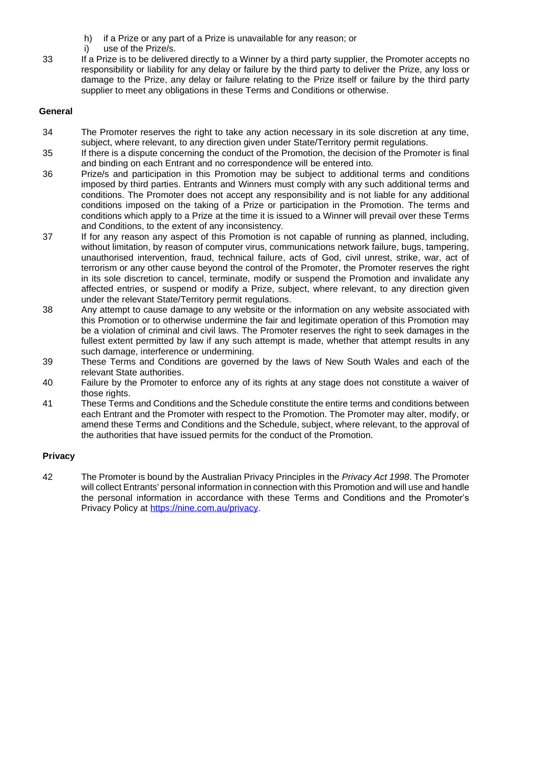h) if a Prize or any part of a Prize is unavailable for any reason; or

i) use of the Prize/s.

33 If a Prize is to be delivered directly to a Winner by a third party supplier, the Promoter accepts no responsibility or liability for any delay or failure by the third party to deliver the Prize, any loss or damage to the Prize, any delay or failure relating to the Prize itself or failure by the third party supplier to meet any obligations in these Terms and Conditions or otherwise.

**General**

34 The Promoter reserves the right to take any action necessary in its sole discretion at any time, subject, where relevant, to any direction given under State/Territory permit regulations.

35 If there is a dispute concerning the conduct of the Promotion, the decision of the Promoter is final and binding on each Entrant and no correspondence will be entered into.

36 Prize/s and participation in this Promotion may be subject to additional terms and conditions imposed by third parties. Entrants and Winners must comply with any such additional terms and conditions. The Promoter does not accept any responsibility and is not liable for any additional conditions imposed on the taking of a Prize or participation in the Promotion. The terms and conditions which apply to a Prize at the time it is issued to a Winner will prevail over these Terms and Conditions, to the extent of any inconsistency.

37 If for any reason any aspect of this Promotion is not capable of running as planned, including, without limitation, by reason of computer virus, communications network failure, bugs, tampering, unauthorised intervention, fraud, technical failure, acts of God, civil unrest, strike, war, act of terrorism or any other cause beyond the control of the Promoter, the Promoter reserves the right in its sole discretion to cancel, terminate, modify or suspend the Promotion and invalidate any affected entries, or suspend or modify a Prize, subject, where relevant, to any direction given under the relevant State/Territory permit regulations.

38 Any attempt to cause damage to any website or the information on any website associated with this Promotion or to otherwise undermine the fair and legitimate operation of this Promotion may be a violation of criminal and civil laws. The Promoter reserves the right to seek damages in the fullest extent permitted by law if any such attempt is made, whether that attempt results in any such damage, interference or undermining.

39 These Terms and Conditions are governed by the laws of New South Wales and each of the relevant State authorities.

40 Failure by the Promoter to enforce any of its rights at any stage does not constitute a waiver of those rights.

41 These Terms and Conditions and the Schedule constitute the entire terms and conditions between each Entrant and the Promoter with respect to the Promotion. The Promoter may alter, modify, or amend these Terms and Conditions and the Schedule, subject, where relevant, to the approval of the authorities that have issued permits for the conduct of the Promotion.

**Privacy**

42 The Promoter is bound by the Australian Privacy Principles in the *Privacy Act 1998*. The Promoter will collect Entrants' personal information in connection with this Promotion and will use and handle the personal information in accordance with these Terms and Conditions and the Promoter's Privacy Policy at [https://nine.com.au/privacy](https://nine.com.au/privacy).